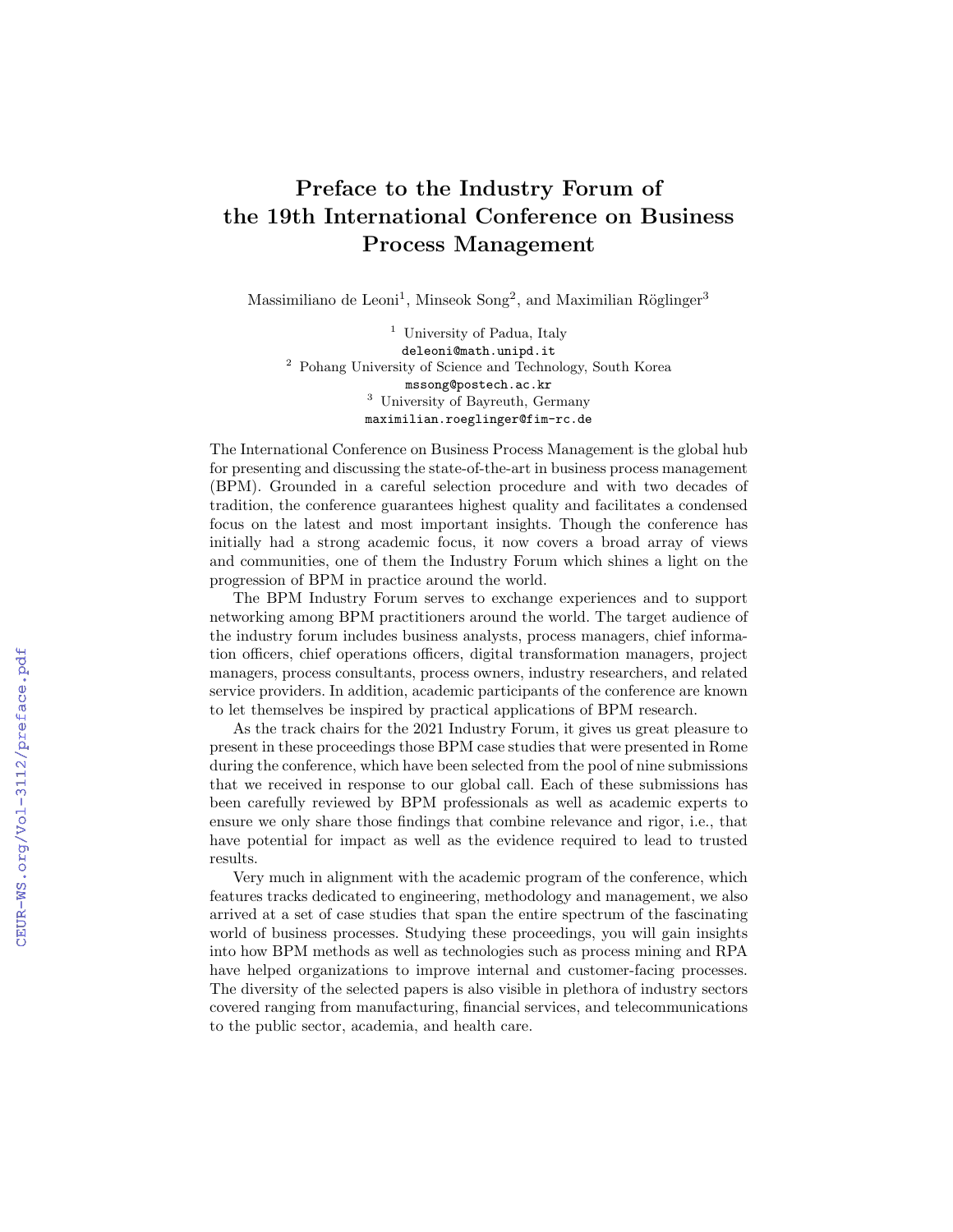# Preface to the Industry Forum of the 19th International Conference on Business Process Management

Massimiliano de Leoni[1], Minseok Song[2], and Maximilian Röglinger[3]

[1] University of Padua, Italy
deleoni@math.unipd.it
[2] Pohang University of Science and Technology, South Korea
mssong@postech.ac.kr
[3] University of Bayreuth, Germany
maximilian.roeglinger@fim-rc.de

The International Conference on Business Process Management is the global hub for presenting and discussing the state-of-the-art in business process management (BPM). Grounded in a careful selection procedure and with two decades of tradition, the conference guarantees highest quality and facilitates a condensed focus on the latest and most important insights. Though the conference has initially had a strong academic focus, it now covers a broad array of views and communities, one of them the Industry Forum which shines a light on the progression of BPM in practice around the world.

The BPM Industry Forum serves to exchange experiences and to support networking among BPM practitioners around the world. The target audience of the industry forum includes business analysts, process managers, chief information officers, chief operations officers, digital transformation managers, project managers, process consultants, process owners, industry researchers, and related service providers. In addition, academic participants of the conference are known to let themselves be inspired by practical applications of BPM research.

As the track chairs for the 2021 Industry Forum, it gives us great pleasure to present in these proceedings those BPM case studies that were presented in Rome during the conference, which have been selected from the pool of nine submissions that we received in response to our global call. Each of these submissions has been carefully reviewed by BPM professionals as well as academic experts to ensure we only share those findings that combine relevance and rigor, i.e., that have potential for impact as well as the evidence required to lead to trusted results.

Very much in alignment with the academic program of the conference, which features tracks dedicated to engineering, methodology and management, we also arrived at a set of case studies that span the entire spectrum of the fascinating world of business processes. Studying these proceedings, you will gain insights into how BPM methods as well as technologies such as process mining and RPA have helped organizations to improve internal and customer-facing processes. The diversity of the selected papers is also visible in plethora of industry sectors covered ranging from manufacturing, financial services, and telecommunications to the public sector, academia, and health care.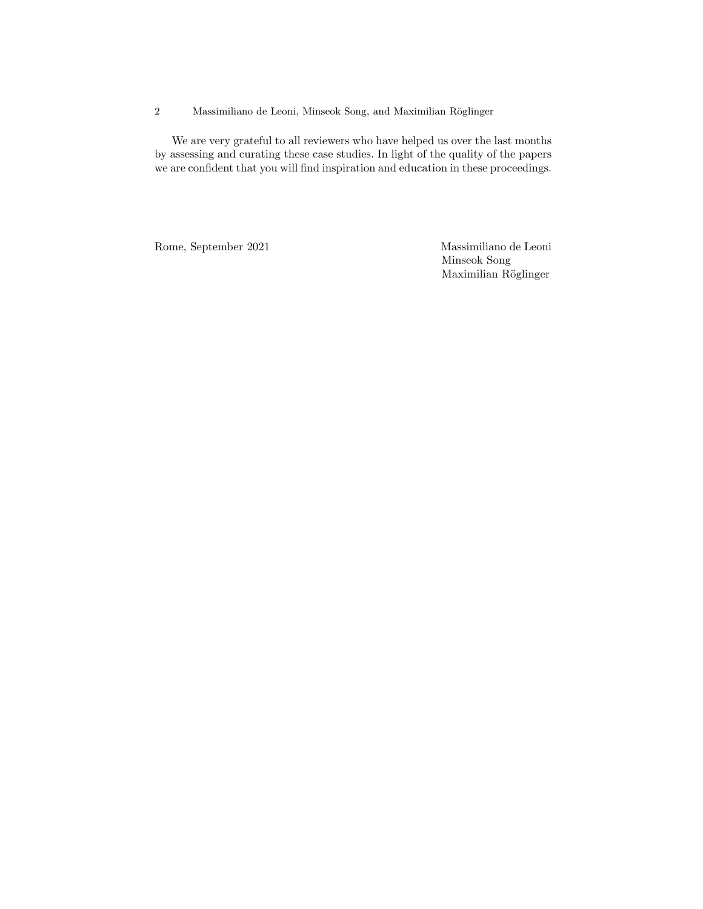We are very grateful to all reviewers who have helped us over the last months by assessing and curating these case studies. In light of the quality of the papers we are confident that you will find inspiration and education in these proceedings.

Rome, September 2021

Massimiliano de Leoni
Minseok Song
Maximilian Röglinger